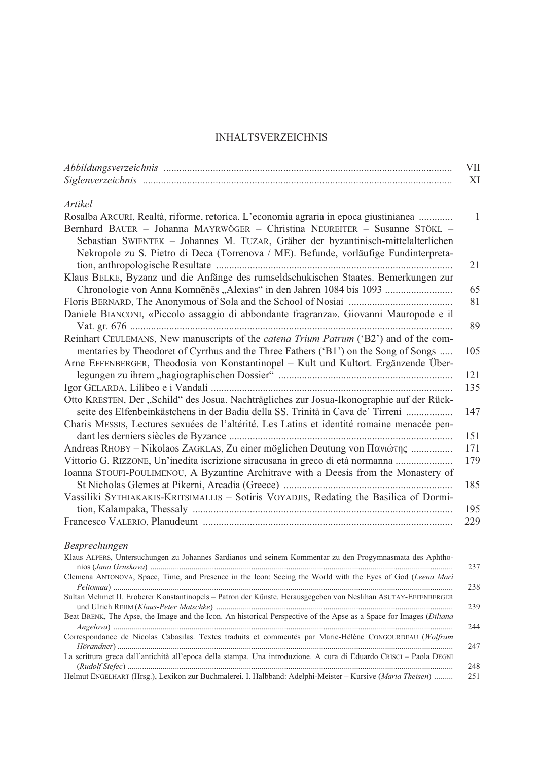# INHALTSVERZEICHNIS

| | |
|---|---|
| *Abbildungsverzeichnis* | VII |
| *Siglenverzeichnis* | XI |

## *Artikel*

| | |
|---|---|
| Rosalba ARCURI, Realtà, riforme, retorica. L'economia agraria in epoca giustinianea | 1 |
| Bernhard BAUER – Johanna MAYRWÖGER – Christina NEUREITER – Susanne STÖKL – Sebastian SWIENTEK – Johannes M. TUZAR, Gräber der byzantinisch-mittelalterlichen Nekropole zu S. Pietro di Deca (Torrenova / ME). Befunde, vorläufige Fundinterpretation, anthropologische Resultate | 21 |
| Klaus BELKE, Byzanz und die Anfänge des rumseldschukischen Staates. Bemerkungen zur Chronologie von Anna Komnēnēs „Alexias" in den Jahren 1084 bis 1093 | 65 |
| Floris BERNARD, The Anonymous of Sola and the School of Nosiai | 81 |
| Daniele BIANCONI, «Piccolo assaggio di abbondante fragranza». Giovanni Mauropode e il Vat. gr. 676 | 89 |
| Reinhart CEULEMANS, New manuscripts of the *catena Trium Patrum* ('B2') and of the commentaries by Theodoret of Cyrrhus and the Three Fathers ('B1') on the Song of Songs | 105 |
| Arne EFFENBERGER, Theodosia von Konstantinopel – Kult und Kultort. Ergänzende Überlegungen zu ihrem „hagiographischen Dossier" | 121 |
| Igor GELARDA, Lilibeo e i Vandali | 135 |
| Otto KRESTEN, Der „Schild" des Josua. Nachträgliches zur Josua-Ikonographie auf der Rückseite des Elfenbeinkästchens in der Badia della SS. Trinità in Cava de' Tirreni | 147 |
| Charis MESSIS, Lectures sexuées de l'altérité. Les Latins et identité romaine menacée pendant les derniers siècles de Byzance | 151 |
| Andreas RHOBY – Nikolaos ZAGKLAS, Zu einer möglichen Deutung von Πανιώτης | 171 |
| Vittorio G. RIZZONE, Un'inedita iscrizione siracusana in greco di età normanna | 179 |
| Ioanna STOUFI-POULIMENOU, A Byzantine Architrave with a Deesis from the Monastery of St Nicholas Glemes at Pikerni, Arcadia (Greece) | 185 |
| Vassiliki SYTHIAKAKIS-KRITSIMALLIS – Sotiris VOYADJIS, Redating the Basilica of Dormition, Kalampaka, Thessaly | 195 |
| Francesco VALERIO, Planudeum | 229 |

## *Besprechungen*

| | |
|---|---|
| Klaus ALPERS, Untersuchungen zu Johannes Sardianos und seinem Kommentar zu den Progymnasmata des Aphthonios (*Jana Gruskova*) | 237 |
| Clemena ANTONOVA, Space, Time, and Presence in the Icon: Seeing the World with the Eyes of God (*Leena Mari Peltomaa*) | 238 |
| Sultan Mehmet II. Eroberer Konstantinopels – Patron der Künste. Herausgegeben von Neslihan ASUTAY-EFFENBERGER und Ulrich REHM (*Klaus-Peter Matschke*) | 239 |
| Beat BRENK, The Apse, the Image and the Icon. An historical Perspective of the Apse as a Space for Images (*Diliana Angelova*) | 244 |
| Correspondance de Nicolas Cabasilas. Textes traduits et commentés par Marie-Hélène CONGOURDEAU (*Wolfram Hörandner*) | 247 |
| La scrittura greca dall'antichità all'epoca della stampa. Una introduzione. A cura di Eduardo CRISCI – Paola DEGNI (*Rudolf Stefec*) | 248 |
| Helmut ENGELHART (Hrsg.), Lexikon zur Buchmalerei. I. Halbband: Adelphi-Meister – Kursive (*Maria Theisen*) | 251 |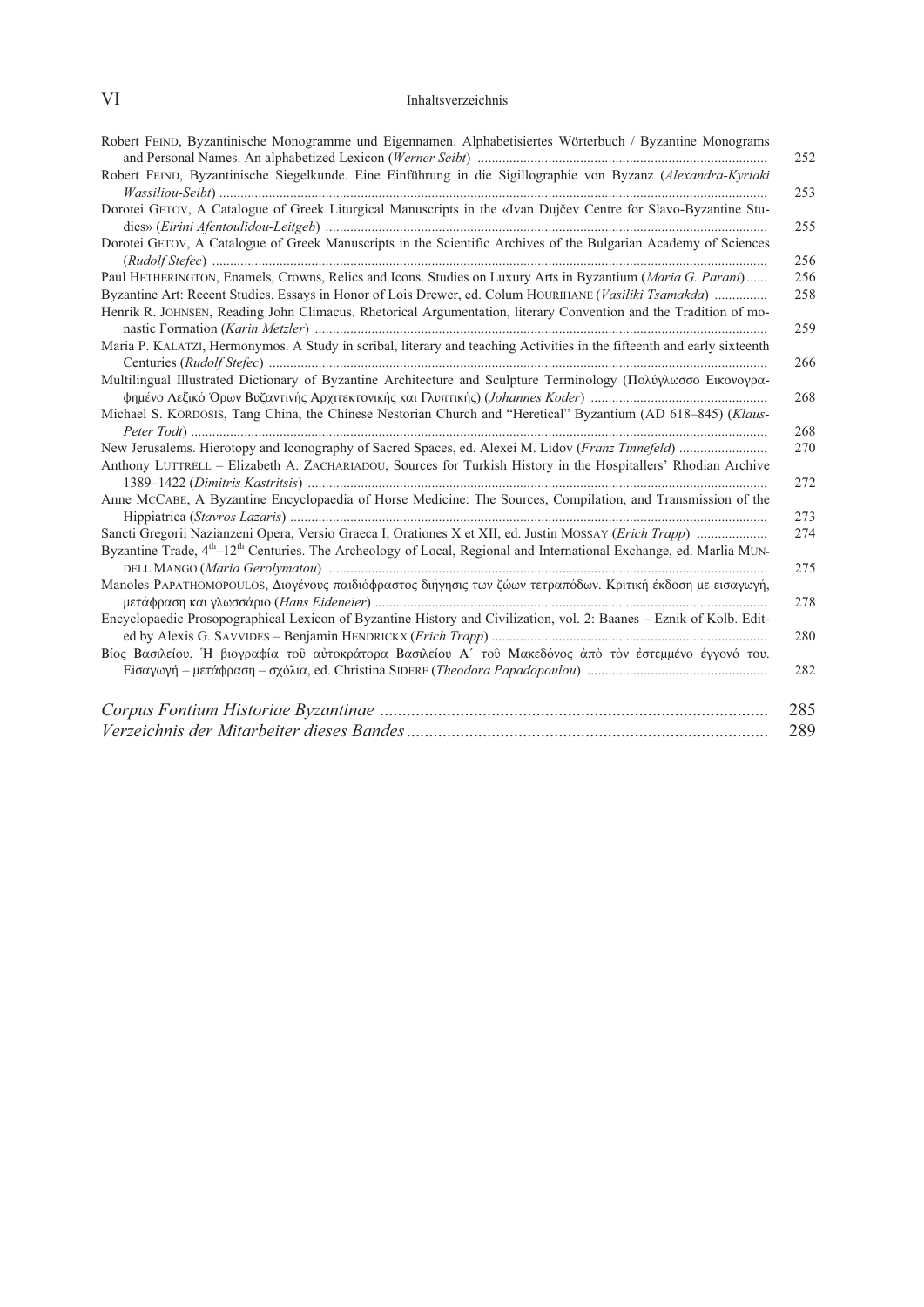Robert FEIND, Byzantinische Monogramme und Eigennamen. Alphabetisiertes Wörterbuch / Byzantine Monograms and Personal Names. An alphabetized Lexicon (*Werner Seibt*) ... 252

Robert FEIND, Byzantinische Siegelkunde. Eine Einführung in die Sigillographie von Byzanz (*Alexandra-Kyriaki Wassiliou-Seibt*) ... 253

Dorotei GETOV, A Catalogue of Greek Liturgical Manuscripts in the «Ivan Dujčev Centre for Slavo-Byzantine Studies» (*Eirini Afentoulidou-Leitgeb*) ... 255

Dorotei GETOV, A Catalogue of Greek Manuscripts in the Scientific Archives of the Bulgarian Academy of Sciences (*Rudolf Stefec*) ... 256

Paul HETHERINGTON, Enamels, Crowns, Relics and Icons. Studies on Luxury Arts in Byzantium (*Maria G. Parani*) ... 256

Byzantine Art: Recent Studies. Essays in Honor of Lois Drewer, ed. Colum HOURIHANE (*Vasiliki Tsamakda*) ... 258

Henrik R. JOHNSÉN, Reading John Climacus. Rhetorical Argumentation, literary Convention and the Tradition of monastic Formation (*Karin Metzler*) ... 259

Maria P. KALATZI, Hermonymos. A Study in scribal, literary and teaching Activities in the fifteenth and early sixteenth Centuries (*Rudolf Stefec*) ... 266

Multilingual Illustrated Dictionary of Byzantine Architecture and Sculpture Terminology (Πολύγλωσσο Εικονογραφημένο Λεξικό Όρων Βυζαντινής Αρχιτεκτονικής και Γλυπτικής) (*Johannes Koder*) ... 268

Michael S. KORDOSIS, Tang China, the Chinese Nestorian Church and "Heretical" Byzantium (AD 618–845) (*Klaus-Peter Todt*) ... 268

New Jerusalems. Hierotopy and Iconography of Sacred Spaces, ed. Alexei M. Lidov (*Franz Tinnefeld*) ... 270

Anthony LUTTRELL – Elizabeth A. ZACHARIADOU, Sources for Turkish History in the Hospitallers' Rhodian Archive 1389–1422 (*Dimitris Kastritsis*) ... 272

Anne MCCABE, A Byzantine Encyclopaedia of Horse Medicine: The Sources, Compilation, and Transmission of the Hippiatrica (*Stavros Lazaris*) ... 273

Sancti Gregorii Nazianzeni Opera, Versio Graeca I, Orationes X et XII, ed. Justin MOSSAY (*Erich Trapp*) ... 274

Byzantine Trade, 4th–12th Centuries. The Archeology of Local, Regional and International Exchange, ed. Marlia MUNDELL MANGO (*Maria Gerolymatou*) ... 275

Manoles PAPATHOMOPOULOS, Διογένους παιδιόφραστος διήγησις των ζώων τετραπόδων. Κριτική έκδοση με εισαγωγή, μετάφραση και γλωσσάριο (*Hans Eideneier*) ... 278

Encyclopaedic Prosopographical Lexicon of Byzantine History and Civilization, vol. 2: Baanes – Eznik of Kolb. Edited by Alexis G. SAVVIDES – Benjamin HENDRICKX (*Erich Trapp*) ... 280

Βίος Βασιλείου. Ἡ βιογραφία τοῦ αὐτοκράτορα Βασιλείου Α΄ τοῦ Μακεδόνος ἀπὸ τὸν ἐστεμμένο ἐγγονό του. Εισαγωγή – μετάφραση – σχόλια, ed. Christina SIDERE (*Theodora Papadopoulou*) ... 282

*Corpus Fontium Historiae Byzantinae* ... 285

*Verzeichnis der Mitarbeiter dieses Bandes* ... 289